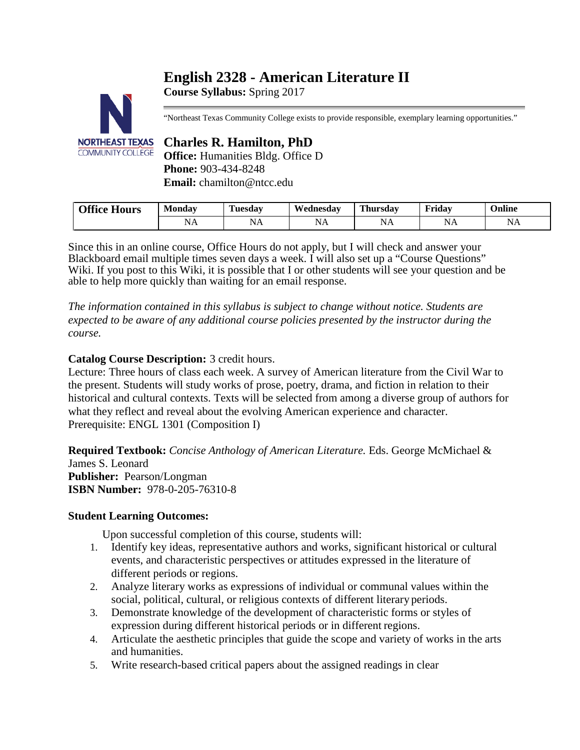# English 2328 - American Literature II

**Course Syllabus:** Spring 2017

"Northeast Texas Community College exists to provide responsible, exemplary learning opportunities."

## Charles R. Hamilton, PhD

**Office:** Humanities Bldg. Office D
**Phone:** 903-434-8248
**Email:** chamilton@ntcc.edu

| Office Hours | Monday | Tuesday | Wednesday | Thursday | Friday | Online |
|---|---|---|---|---|---|---|
| | NA | NA | NA | NA | NA | NA |

Since this in an online course, Office Hours do not apply, but I will check and answer your Blackboard email multiple times seven days a week. I will also set up a "Course Questions" Wiki. If you post to this Wiki, it is possible that I or other students will see your question and be able to help more quickly than waiting for an email response.

*The information contained in this syllabus is subject to change without notice. Students are expected to be aware of any additional course policies presented by the instructor during the course.*

**Catalog Course Description:** 3 credit hours.
Lecture: Three hours of class each week. A survey of American literature from the Civil War to the present. Students will study works of prose, poetry, drama, and fiction in relation to their historical and cultural contexts. Texts will be selected from among a diverse group of authors for what they reflect and reveal about the evolving American experience and character.
Prerequisite: ENGL 1301 (Composition I)

**Required Textbook:** *Concise Anthology of American Literature.* Eds. George McMichael & James S. Leonard
**Publisher:** Pearson/Longman
**ISBN Number:** 978-0-205-76310-8

**Student Learning Outcomes:**

Upon successful completion of this course, students will:

1. Identify key ideas, representative authors and works, significant historical or cultural events, and characteristic perspectives or attitudes expressed in the literature of different periods or regions.
2. Analyze literary works as expressions of individual or communal values within the social, political, cultural, or religious contexts of different literary periods.
3. Demonstrate knowledge of the development of characteristic forms or styles of expression during different historical periods or in different regions.
4. Articulate the aesthetic principles that guide the scope and variety of works in the arts and humanities.
5. Write research-based critical papers about the assigned readings in clear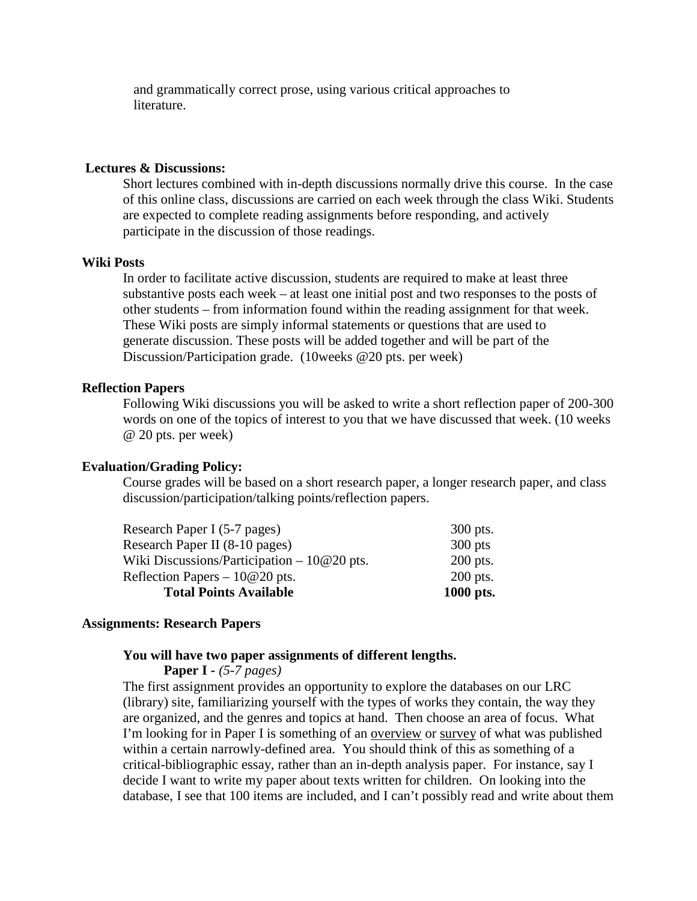and grammatically correct prose, using various critical approaches to literature.

**Lectures & Discussions:**

Short lectures combined with in-depth discussions normally drive this course. In the case of this online class, discussions are carried on each week through the class Wiki. Students are expected to complete reading assignments before responding, and actively participate in the discussion of those readings.

**Wiki Posts**

In order to facilitate active discussion, students are required to make at least three substantive posts each week – at least one initial post and two responses to the posts of other students – from information found within the reading assignment for that week. These Wiki posts are simply informal statements or questions that are used to generate discussion. These posts will be added together and will be part of the Discussion/Participation grade. (10weeks @20 pts. per week)

**Reflection Papers**

Following Wiki discussions you will be asked to write a short reflection paper of 200-300 words on one of the topics of interest to you that we have discussed that week. (10 weeks @ 20 pts. per week)

**Evaluation/Grading Policy:**

Course grades will be based on a short research paper, a longer research paper, and class discussion/participation/talking points/reflection papers.

| | |
|---|---|
| Research Paper I (5-7 pages) | 300 pts. |
| Research Paper II (8-10 pages) | 300 pts |
| Wiki Discussions/Participation – 10@20 pts. | 200 pts. |
| Reflection Papers – 10@20 pts. | 200 pts. |
| **Total Points Available** | **1000 pts.** |

**Assignments: Research Papers**

**You will have two paper assignments of different lengths.**

**Paper I** - *(5-7 pages)*

The first assignment provides an opportunity to explore the databases on our LRC (library) site, familiarizing yourself with the types of works they contain, the way they are organized, and the genres and topics at hand. Then choose an area of focus. What I'm looking for in Paper I is something of an overview or survey of what was published within a certain narrowly-defined area. You should think of this as something of a critical-bibliographic essay, rather than an in-depth analysis paper. For instance, say I decide I want to write my paper about texts written for children. On looking into the database, I see that 100 items are included, and I can't possibly read and write about them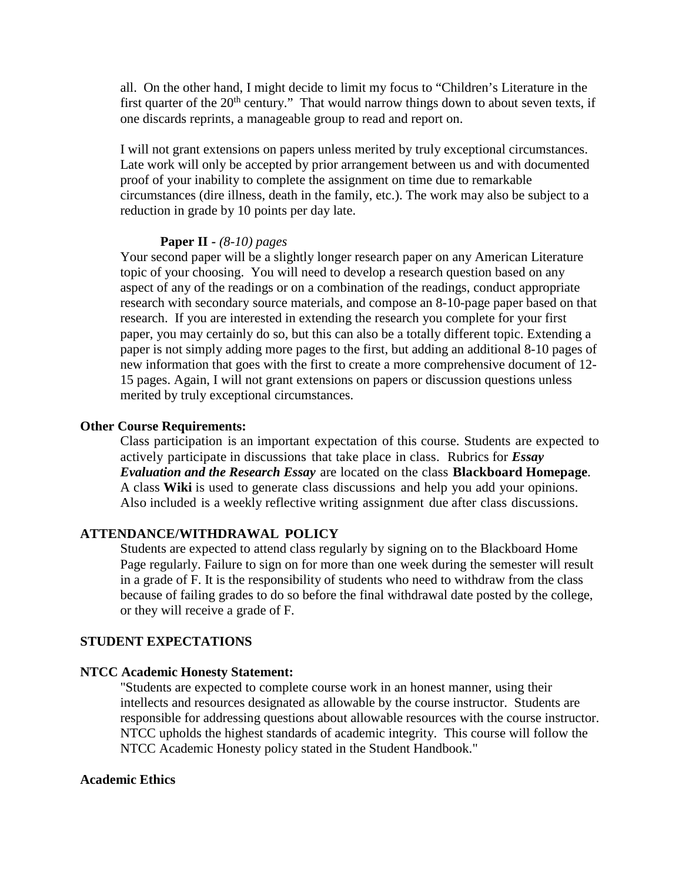all.  On the other hand, I might decide to limit my focus to "Children's Literature in the first quarter of the 20th century."  That would narrow things down to about seven texts, if one discards reprints, a manageable group to read and report on.

I will not grant extensions on papers unless merited by truly exceptional circumstances. Late work will only be accepted by prior arrangement between us and with documented proof of your inability to complete the assignment on time due to remarkable circumstances (dire illness, death in the family, etc.). The work may also be subject to a reduction in grade by 10 points per day late.

**Paper II -** *(8-10) pages*

Your second paper will be a slightly longer research paper on any American Literature topic of your choosing.  You will need to develop a research question based on any aspect of any of the readings or on a combination of the readings, conduct appropriate research with secondary source materials, and compose an 8-10-page paper based on that research.  If you are interested in extending the research you complete for your first paper, you may certainly do so, but this can also be a totally different topic. Extending a paper is not simply adding more pages to the first, but adding an additional 8-10 pages of new information that goes with the first to create a more comprehensive document of 12-15 pages. Again, I will not grant extensions on papers or discussion questions unless merited by truly exceptional circumstances.

**Other Course Requirements:**

Class participation is an important expectation of this course. Students are expected to actively participate in discussions that take place in class.  Rubrics for ***Essay Evaluation and the Research Essay*** are located on the class **Blackboard Homepage**. A class **Wiki** is used to generate class discussions and help you add your opinions. Also included is a weekly reflective writing assignment due after class discussions.

**ATTENDANCE/WITHDRAWAL POLICY**

Students are expected to attend class regularly by signing on to the Blackboard Home Page regularly. Failure to sign on for more than one week during the semester will result in a grade of F. It is the responsibility of students who need to withdraw from the class because of failing grades to do so before the final withdrawal date posted by the college, or they will receive a grade of F.

**STUDENT EXPECTATIONS**

**NTCC Academic Honesty Statement:**

"Students are expected to complete course work in an honest manner, using their intellects and resources designated as allowable by the course instructor.  Students are responsible for addressing questions about allowable resources with the course instructor. NTCC upholds the highest standards of academic integrity.  This course will follow the NTCC Academic Honesty policy stated in the Student Handbook."

**Academic Ethics**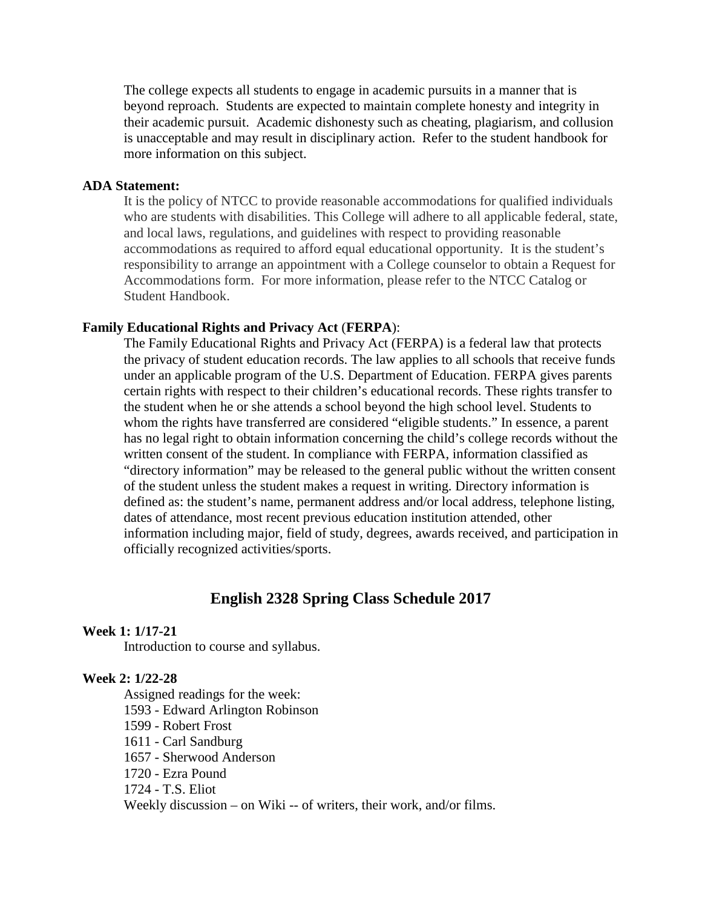The college expects all students to engage in academic pursuits in a manner that is beyond reproach. Students are expected to maintain complete honesty and integrity in their academic pursuit. Academic dishonesty such as cheating, plagiarism, and collusion is unacceptable and may result in disciplinary action. Refer to the student handbook for more information on this subject.

**ADA Statement:**

It is the policy of NTCC to provide reasonable accommodations for qualified individuals who are students with disabilities. This College will adhere to all applicable federal, state, and local laws, regulations, and guidelines with respect to providing reasonable accommodations as required to afford equal educational opportunity. It is the student's responsibility to arrange an appointment with a College counselor to obtain a Request for Accommodations form. For more information, please refer to the NTCC Catalog or Student Handbook.

**Family Educational Rights and Privacy Act** (**FERPA**):

The Family Educational Rights and Privacy Act (FERPA) is a federal law that protects the privacy of student education records. The law applies to all schools that receive funds under an applicable program of the U.S. Department of Education. FERPA gives parents certain rights with respect to their children's educational records. These rights transfer to the student when he or she attends a school beyond the high school level. Students to whom the rights have transferred are considered "eligible students." In essence, a parent has no legal right to obtain information concerning the child's college records without the written consent of the student. In compliance with FERPA, information classified as "directory information" may be released to the general public without the written consent of the student unless the student makes a request in writing. Directory information is defined as: the student's name, permanent address and/or local address, telephone listing, dates of attendance, most recent previous education institution attended, other information including major, field of study, degrees, awards received, and participation in officially recognized activities/sports.

## English 2328 Spring Class Schedule 2017

**Week 1: 1/17-21**

Introduction to course and syllabus.

**Week 2: 1/22-28**

Assigned readings for the week:
1593 - Edward Arlington Robinson
1599 - Robert Frost
1611 - Carl Sandburg
1657 - Sherwood Anderson
1720 - Ezra Pound
1724 - T.S. Eliot
Weekly discussion – on Wiki -- of writers, their work, and/or films.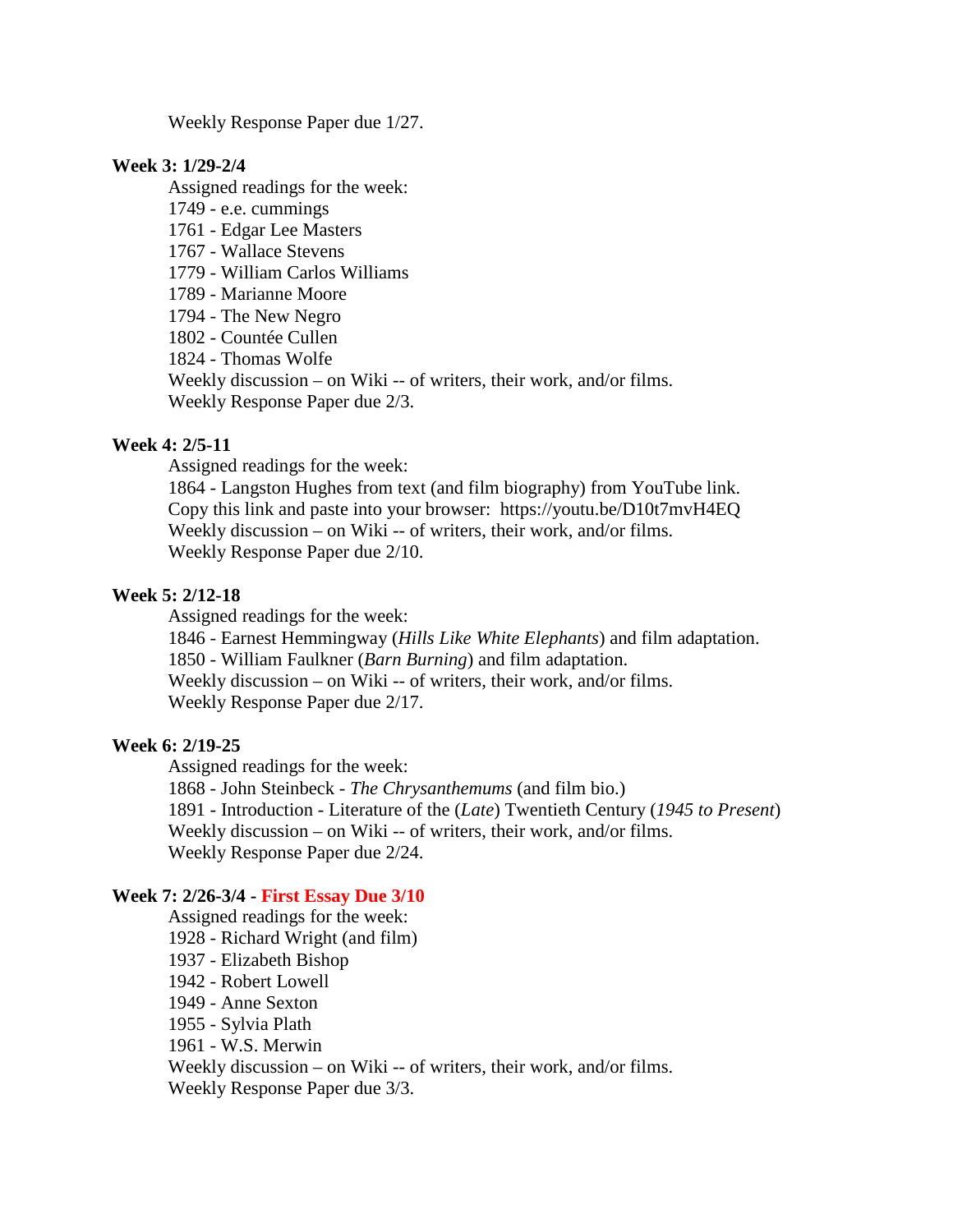Weekly Response Paper due 1/27.

**Week 3: 1/29-2/4**

Assigned readings for the week:
1749 - e.e. cummings
1761 - Edgar Lee Masters
1767 - Wallace Stevens
1779 - William Carlos Williams
1789 - Marianne Moore
1794 - The New Negro
1802 - Countée Cullen
1824 - Thomas Wolfe
Weekly discussion – on Wiki -- of writers, their work, and/or films.
Weekly Response Paper due 2/3.

**Week 4: 2/5-11**

Assigned readings for the week:
1864 - Langston Hughes from text (and film biography) from YouTube link.
Copy this link and paste into your browser: https://youtu.be/D10t7mvH4EQ
Weekly discussion – on Wiki -- of writers, their work, and/or films.
Weekly Response Paper due 2/10.

**Week 5: 2/12-18**

Assigned readings for the week:
1846 - Earnest Hemmingway (*Hills Like White Elephants*) and film adaptation.
1850 - William Faulkner (*Barn Burning*) and film adaptation.
Weekly discussion – on Wiki -- of writers, their work, and/or films.
Weekly Response Paper due 2/17.

**Week 6: 2/19-25**

Assigned readings for the week:
1868 - John Steinbeck - *The Chrysanthemums* (and film bio.)
1891 - Introduction - Literature of the (*Late*) Twentieth Century (*1945 to Present*)
Weekly discussion – on Wiki -- of writers, their work, and/or films.
Weekly Response Paper due 2/24.

**Week 7: 2/26-3/4 - First Essay Due 3/10**

Assigned readings for the week:
1928 - Richard Wright (and film)
1937 - Elizabeth Bishop
1942 - Robert Lowell
1949 - Anne Sexton
1955 - Sylvia Plath
1961 - W.S. Merwin
Weekly discussion – on Wiki -- of writers, their work, and/or films.
Weekly Response Paper due 3/3.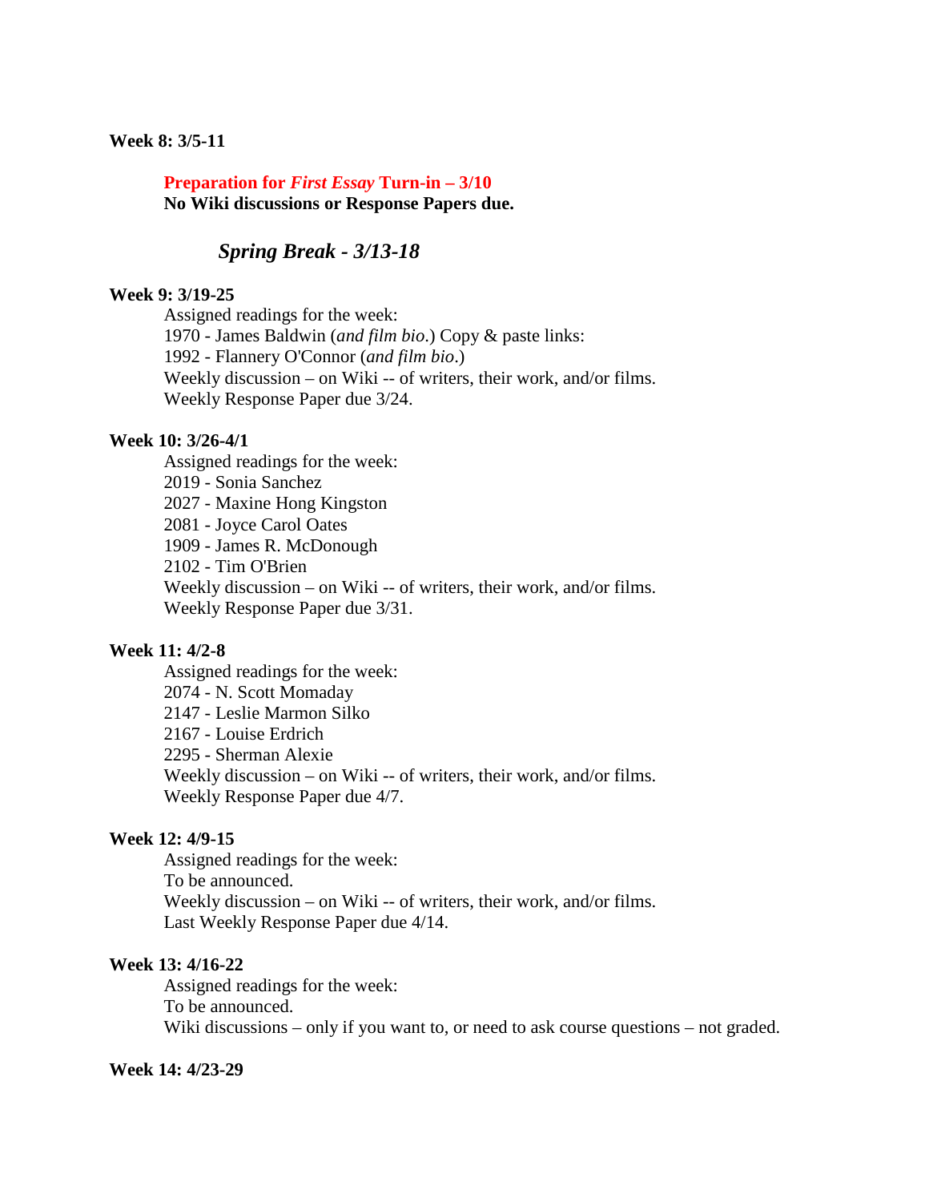**Week 8: 3/5-11**

**Preparation for *First Essay* Turn-in – 3/10**
**No Wiki discussions or Response Papers due.**

***Spring Break - 3/13-18***

**Week 9: 3/19-25**

Assigned readings for the week:
1970 - James Baldwin (*and film bio*.) Copy & paste links:
1992 - Flannery O'Connor (*and film bio*.)
Weekly discussion – on Wiki -- of writers, their work, and/or films.
Weekly Response Paper due 3/24.

**Week 10: 3/26-4/1**

Assigned readings for the week:
2019 - Sonia Sanchez
2027 - Maxine Hong Kingston
2081 - Joyce Carol Oates
1909 - James R. McDonough
2102 - Tim O'Brien
Weekly discussion – on Wiki -- of writers, their work, and/or films.
Weekly Response Paper due 3/31.

**Week 11: 4/2-8**

Assigned readings for the week:
2074 - N. Scott Momaday
2147 - Leslie Marmon Silko
2167 - Louise Erdrich
2295 - Sherman Alexie
Weekly discussion – on Wiki -- of writers, their work, and/or films.
Weekly Response Paper due 4/7.

**Week 12: 4/9-15**

Assigned readings for the week:
To be announced.
Weekly discussion – on Wiki -- of writers, their work, and/or films.
Last Weekly Response Paper due 4/14.

**Week 13: 4/16-22**

Assigned readings for the week:
To be announced.
Wiki discussions – only if you want to, or need to ask course questions – not graded.

**Week 14: 4/23-29**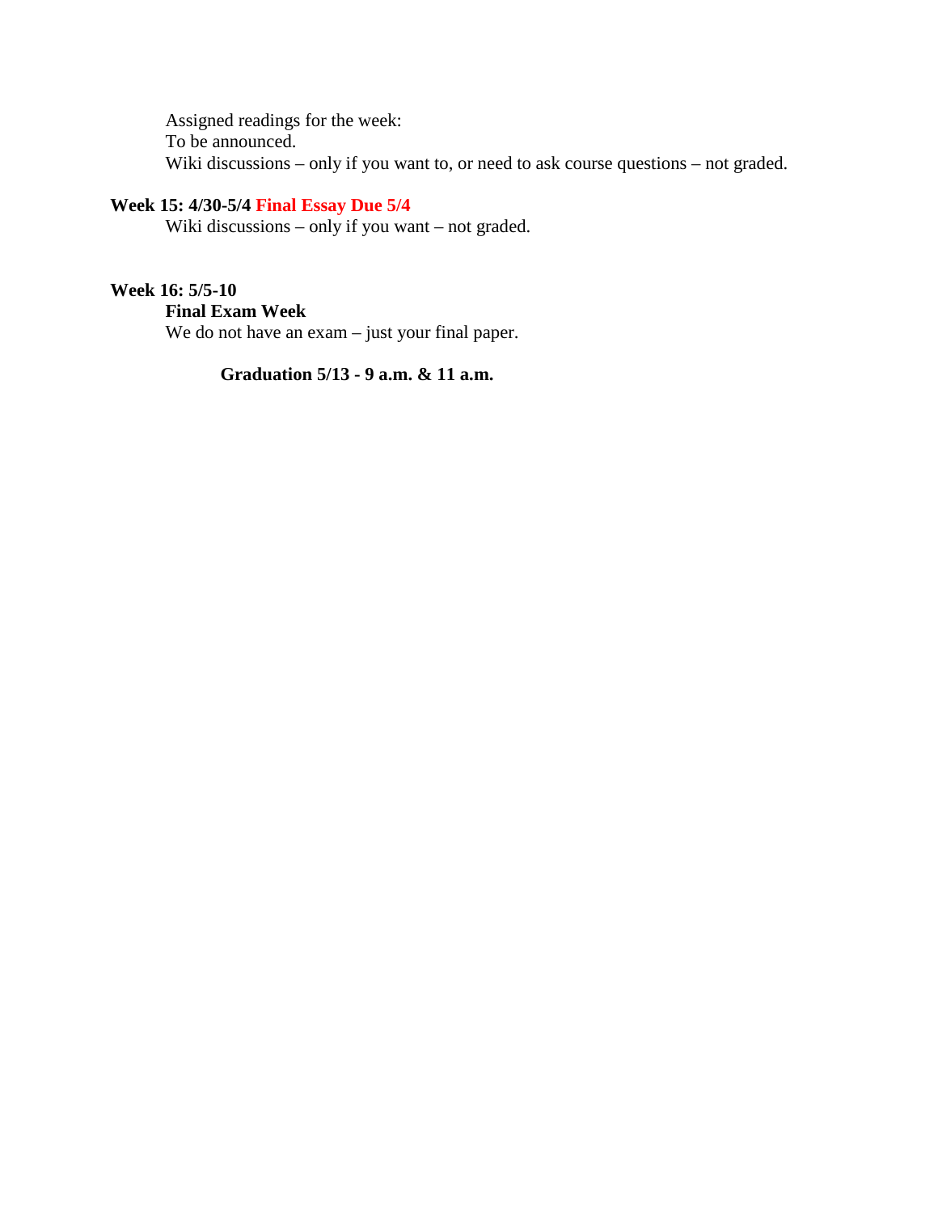Assigned readings for the week:
To be announced.
Wiki discussions – only if you want to, or need to ask course questions – not graded.

**Week 15: 4/30-5/4 Final Essay Due 5/4**

Wiki discussions – only if you want – not graded.

**Week 16: 5/5-10**

**Final Exam Week**

We do not have an exam – just your final paper.

**Graduation 5/13 - 9 a.m. & 11 a.m.**